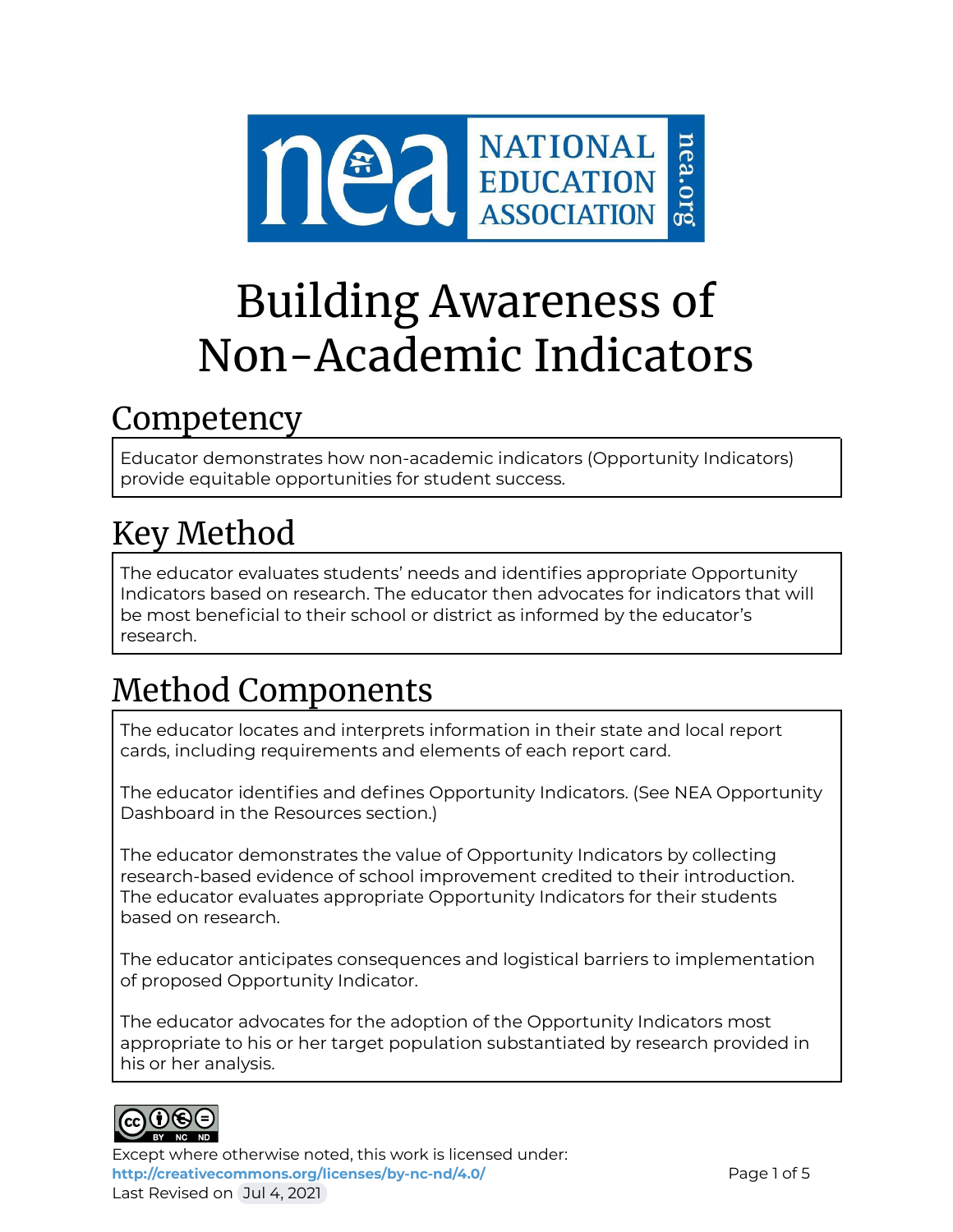# Building Awareness of Non-Academic Indicators

## Competency

Educator demonstrates how non-academic indicators (Opportunity Indicators) provide equitable opportunities for student success.

## Key Method

The educator evaluates students' needs and identifies appropriate Opportunity Indicators based on research. The educator then advocates for indicators that will be most beneficial to their school or district as informed by the educator's research.

## Method Components

The educator locates and interprets information in their state and local report cards, including requirements and elements of each report card.

The educator identifies and defines Opportunity Indicators. (See NEA Opportunity Dashboard in the Resources section.)

The educator demonstrates the value of Opportunity Indicators by collecting research-based evidence of school improvement credited to their introduction. The educator evaluates appropriate Opportunity Indicators for their students based on research.

The educator anticipates consequences and logistical barriers to implementation of proposed Opportunity Indicator.

The educator advocates for the adoption of the Opportunity Indicators most appropriate to his or her target population substantiated by research provided in his or her analysis.

Except where otherwise noted, this work is licensed under: http://creativecommons.org/licenses/by-nc-nd/4.0/
Last Revised on Jul 4, 2021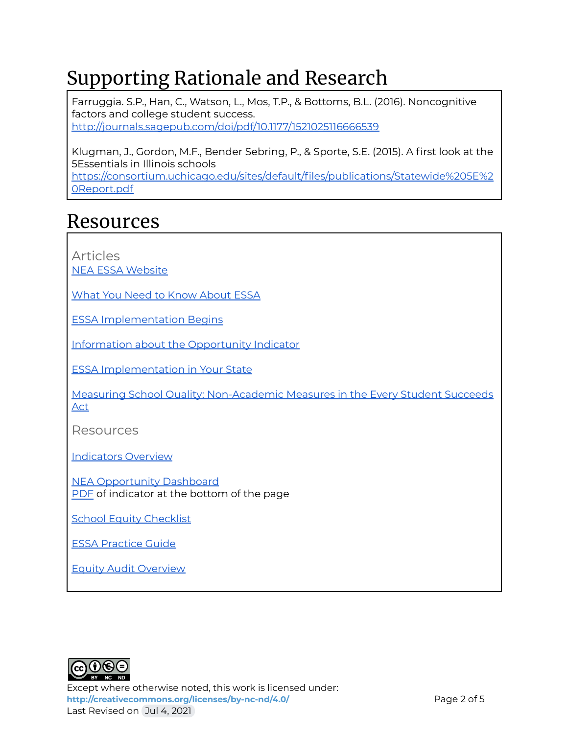# Supporting Rationale and Research

Farruggia. S.P., Han, C., Watson, L., Mos, T.P., & Bottoms, B.L. (2016). Noncognitive factors and college student success.
http://journals.sagepub.com/doi/pdf/10.1177/1521025116666539

Klugman, J., Gordon, M.F., Bender Sebring, P., & Sporte, S.E. (2015). A first look at the 5Essentials in Illinois schools
https://consortium.uchicago.edu/sites/default/files/publications/Statewide%205E%20Report.pdf

# Resources

## Articles

NEA ESSA Website

What You Need to Know About ESSA

ESSA Implementation Begins

Information about the Opportunity Indicator

ESSA Implementation in Your State

Measuring School Quality: Non-Academic Measures in the Every Student Succeeds Act

## Resources

Indicators Overview

NEA Opportunity Dashboard
PDF of indicator at the bottom of the page

School Equity Checklist

ESSA Practice Guide

Equity Audit Overview

Except where otherwise noted, this work is licensed under:
**http://creativecommons.org/licenses/by-nc-nd/4.0/**
Last Revised on Jul 4, 2021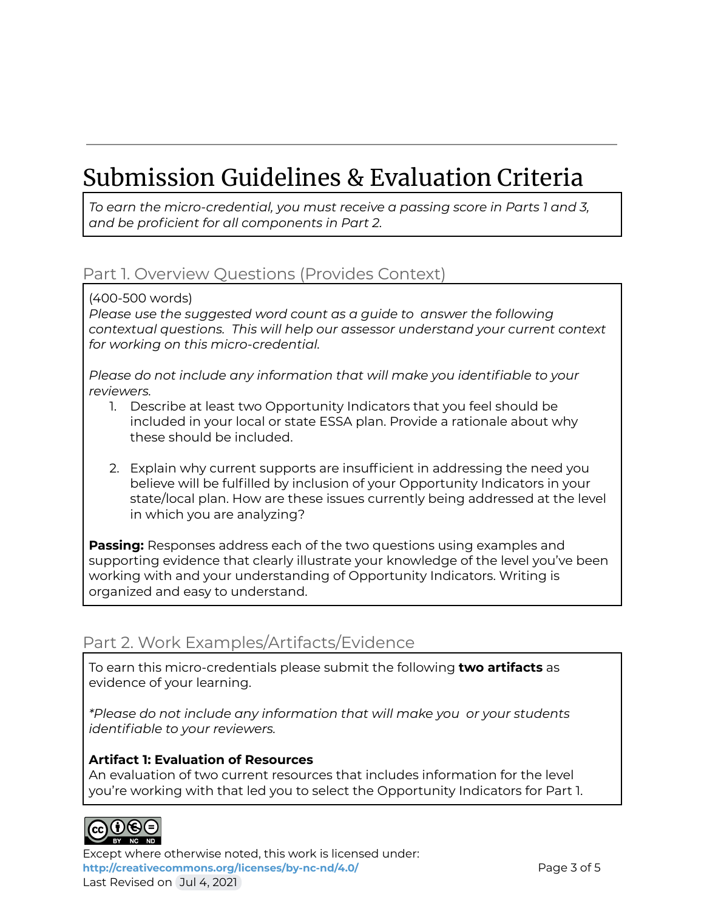# Submission Guidelines & Evaluation Criteria

*To earn the micro-credential, you must receive a passing score in Parts 1 and 3, and be proficient for all components in Part 2.*

## Part 1. Overview Questions (Provides Context)

(400-500 words)

*Please use the suggested word count as a guide to answer the following contextual questions. This will help our assessor understand your current context for working on this micro-credential.*

*Please do not include any information that will make you identifiable to your reviewers.*

1. Describe at least two Opportunity Indicators that you feel should be included in your local or state ESSA plan. Provide a rationale about why these should be included.

2. Explain why current supports are insufficient in addressing the need you believe will be fulfilled by inclusion of your Opportunity Indicators in your state/local plan. How are these issues currently being addressed at the level in which you are analyzing?

**Passing:** Responses address each of the two questions using examples and supporting evidence that clearly illustrate your knowledge of the level you've been working with and your understanding of Opportunity Indicators. Writing is organized and easy to understand.

## Part 2. Work Examples/Artifacts/Evidence

To earn this micro-credentials please submit the following **two artifacts** as evidence of your learning.

*\*Please do not include any information that will make you or your students identifiable to your reviewers.*

**Artifact 1: Evaluation of Resources**

An evaluation of two current resources that includes information for the level you're working with that led you to select the Opportunity Indicators for Part 1.

Except where otherwise noted, this work is licensed under:
**http://creativecommons.org/licenses/by-nc-nd/4.0/**
Last Revised on Jul 4, 2021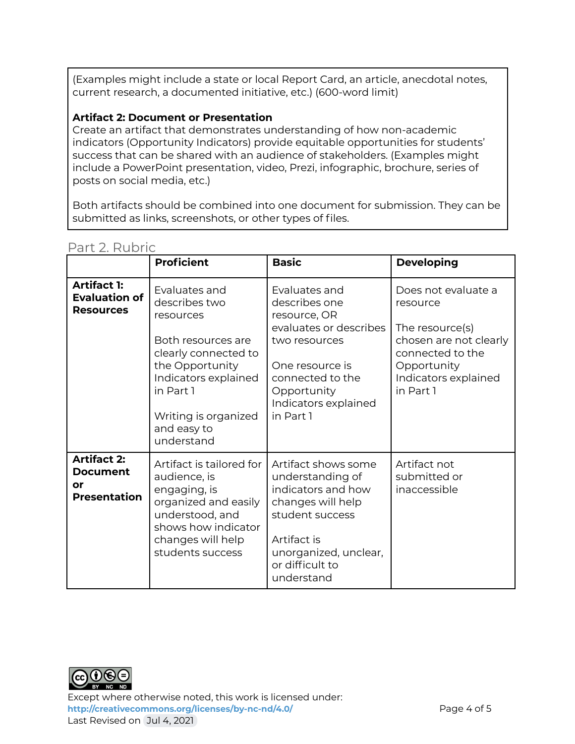(Examples might include a state or local Report Card, an article, anecdotal notes, current research, a documented initiative, etc.) (600-word limit)

**Artifact 2: Document or Presentation**
Create an artifact that demonstrates understanding of how non-academic indicators (Opportunity Indicators) provide equitable opportunities for students' success that can be shared with an audience of stakeholders. (Examples might include a PowerPoint presentation, video, Prezi, infographic, brochure, series of posts on social media, etc.)

Both artifacts should be combined into one document for submission. They can be submitted as links, screenshots, or other types of files.

## Part 2. Rubric

| | **Proficient** | **Basic** | **Developing** |
|---|---|---|---|
| **Artifact 1: Evaluation of Resources** | Evaluates and describes two resources<br><br>Both resources are clearly connected to the Opportunity Indicators explained in Part 1<br><br>Writing is organized and easy to understand | Evaluates and describes one resource, OR evaluates or describes two resources<br><br>One resource is connected to the Opportunity Indicators explained in Part 1 | Does not evaluate a resource<br><br>The resource(s) chosen are not clearly connected to the Opportunity Indicators explained in Part 1 |
| **Artifact 2: Document or Presentation** | Artifact is tailored for audience, is engaging, is organized and easily understood, and shows how indicator changes will help students success | Artifact shows some understanding of indicators and how changes will help student success<br><br>Artifact is unorganized, unclear, or difficult to understand | Artifact not submitted or inaccessible |

Except where otherwise noted, this work is licensed under: http://creativecommons.org/licenses/by-nc-nd/4.0/
Last Revised on Jul 4, 2021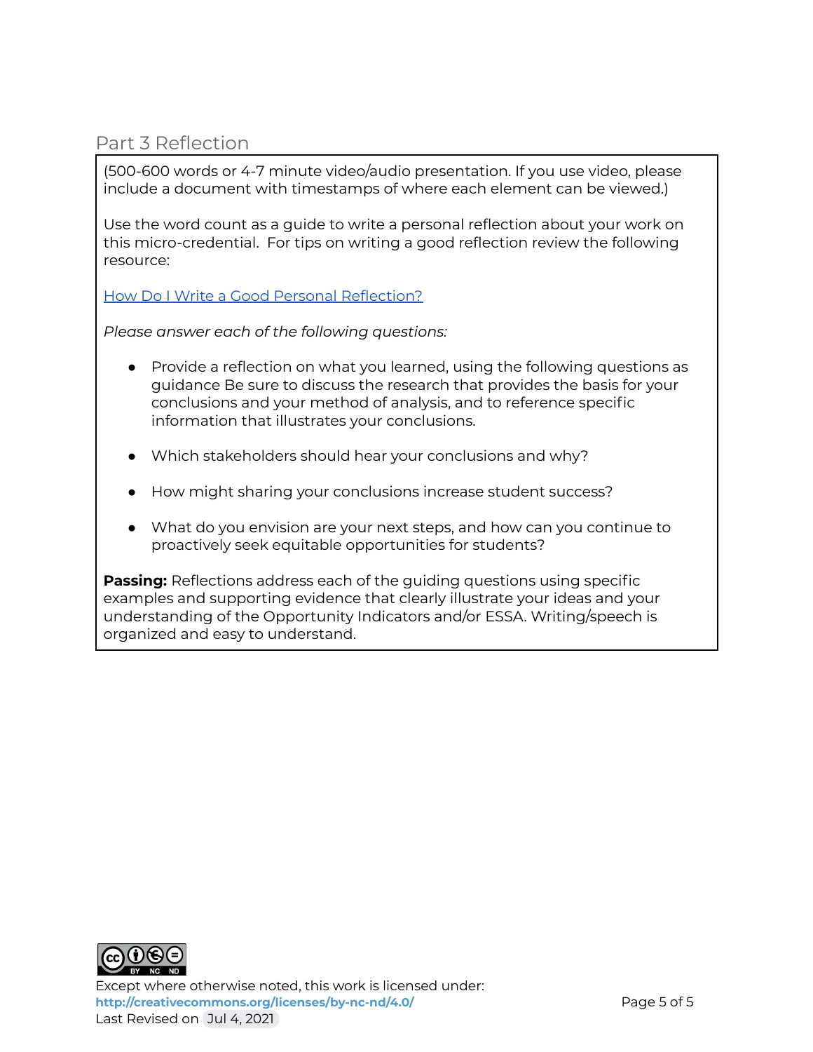## Part 3 Reflection

(500-600 words or 4-7 minute video/audio presentation. If you use video, please include a document with timestamps of where each element can be viewed.)

Use the word count as a guide to write a personal reflection about your work on this micro-credential. For tips on writing a good reflection review the following resource:

[How Do I Write a Good Personal Reflection?]()

*Please answer each of the following questions:*

- Provide a reflection on what you learned, using the following questions as guidance Be sure to discuss the research that provides the basis for your conclusions and your method of analysis, and to reference specific information that illustrates your conclusions.
- Which stakeholders should hear your conclusions and why?
- How might sharing your conclusions increase student success?
- What do you envision are your next steps, and how can you continue to proactively seek equitable opportunities for students?

**Passing:** Reflections address each of the guiding questions using specific examples and supporting evidence that clearly illustrate your ideas and your understanding of the Opportunity Indicators and/or ESSA. Writing/speech is organized and easy to understand.

Except where otherwise noted, this work is licensed under:
**http://creativecommons.org/licenses/by-nc-nd/4.0/**
Last Revised on Jul 4, 2021